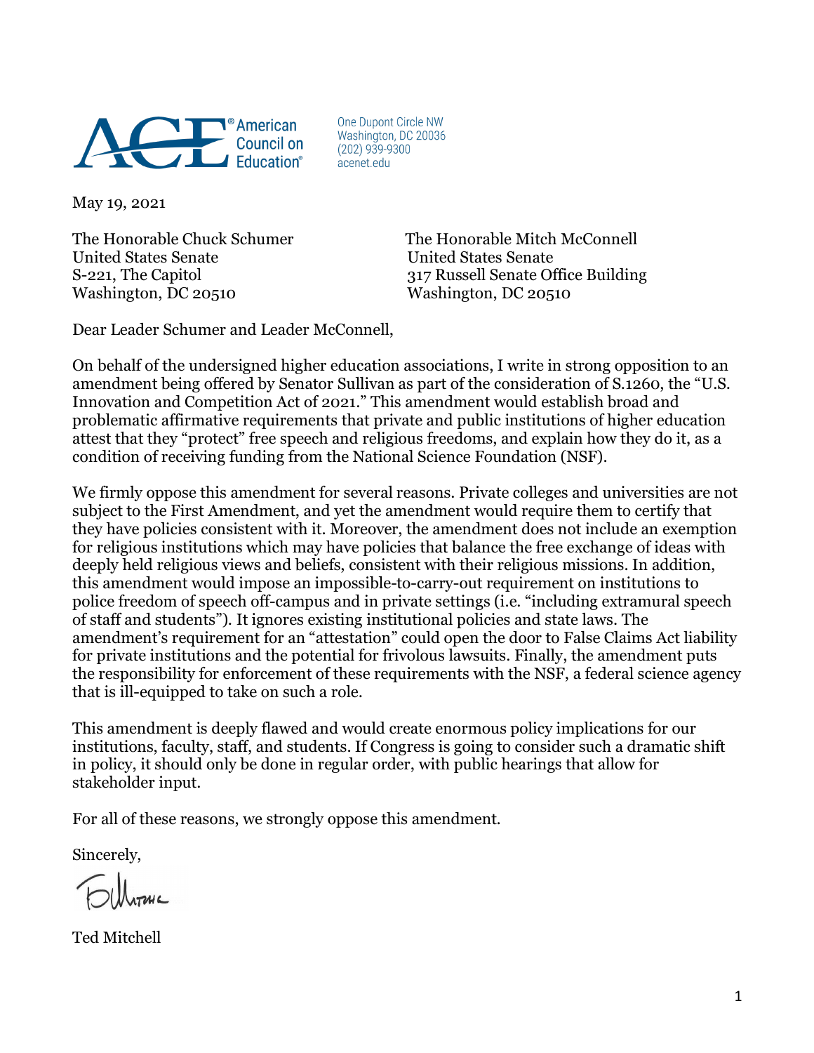American Council on Education
One Dupont Circle NW
Washington, DC 20036
(202) 939-9300
acenet.edu

May 19, 2021

The Honorable Chuck Schumer
United States Senate
S-221, The Capitol
Washington, DC 20510

The Honorable Mitch McConnell
United States Senate
317 Russell Senate Office Building
Washington, DC 20510

Dear Leader Schumer and Leader McConnell,

On behalf of the undersigned higher education associations, I write in strong opposition to an amendment being offered by Senator Sullivan as part of the consideration of S.1260, the "U.S. Innovation and Competition Act of 2021." This amendment would establish broad and problematic affirmative requirements that private and public institutions of higher education attest that they "protect" free speech and religious freedoms, and explain how they do it, as a condition of receiving funding from the National Science Foundation (NSF).

We firmly oppose this amendment for several reasons. Private colleges and universities are not subject to the First Amendment, and yet the amendment would require them to certify that they have policies consistent with it. Moreover, the amendment does not include an exemption for religious institutions which may have policies that balance the free exchange of ideas with deeply held religious views and beliefs, consistent with their religious missions. In addition, this amendment would impose an impossible-to-carry-out requirement on institutions to police freedom of speech off-campus and in private settings (i.e. "including extramural speech of staff and students"). It ignores existing institutional policies and state laws. The amendment's requirement for an "attestation" could open the door to False Claims Act liability for private institutions and the potential for frivolous lawsuits. Finally, the amendment puts the responsibility for enforcement of these requirements with the NSF, a federal science agency that is ill-equipped to take on such a role.

This amendment is deeply flawed and would create enormous policy implications for our institutions, faculty, staff, and students. If Congress is going to consider such a dramatic shift in policy, it should only be done in regular order, with public hearings that allow for stakeholder input.

For all of these reasons, we strongly oppose this amendment.

Sincerely,

Ted Mitchell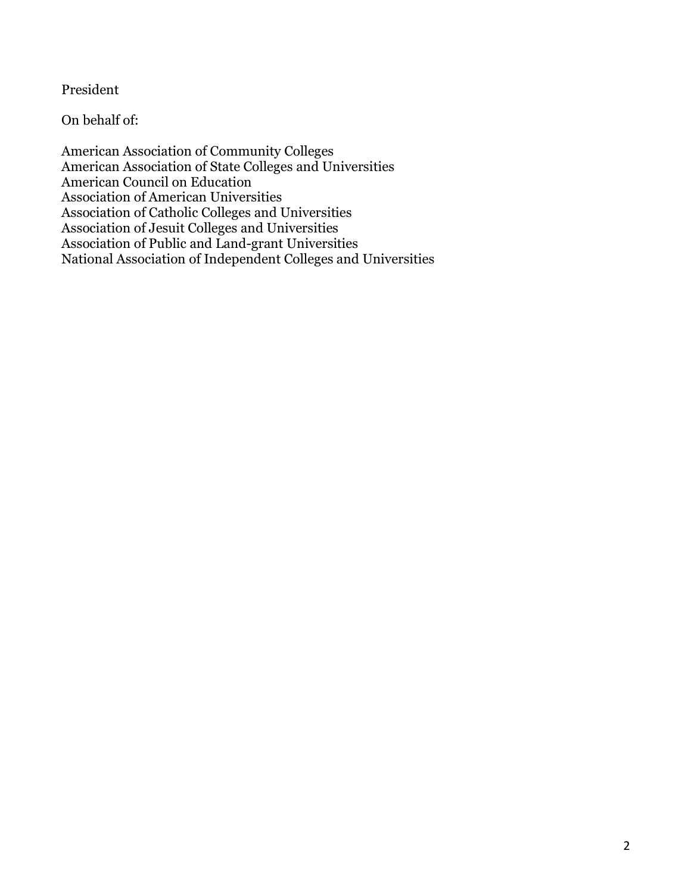President

On behalf of:

American Association of Community Colleges
American Association of State Colleges and Universities
American Council on Education
Association of American Universities
Association of Catholic Colleges and Universities
Association of Jesuit Colleges and Universities
Association of Public and Land-grant Universities
National Association of Independent Colleges and Universities